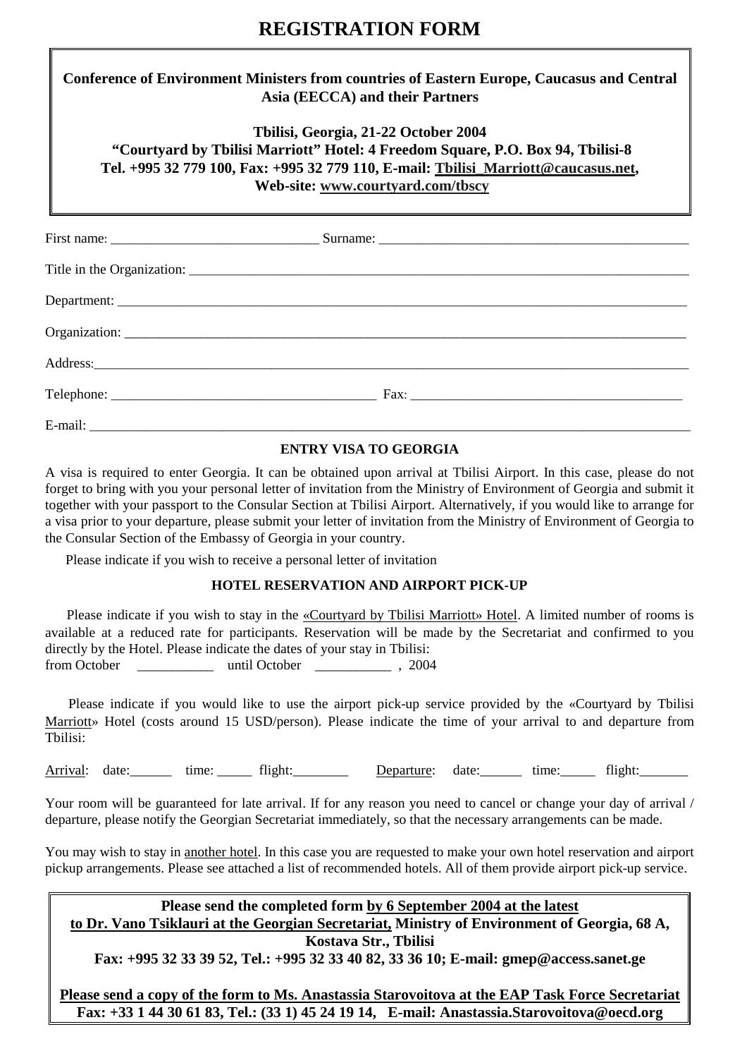# REGISTRATION FORM

**Conference of Environment Ministers from countries of Eastern Europe, Caucasus and Central Asia (EECCA) and their Partners**

**Tbilisi, Georgia, 21-22 October 2004**
**"Courtyard by Tbilisi Marriott" Hotel: 4 Freedom Square, P.O. Box 94, Tbilisi-8**
**Tel. +995 32 779 100, Fax: +995 32 779 110, E-mail: Tbilisi_Marriott@caucasus.net,**
**Web-site: www.courtyard.com/tbscy**

First name: ______________________________ Surname: ______________________________________________

Title in the Organization: ______________________________________________________________________________

Department: ______________________________________________________________________________________

Organization: _____________________________________________________________________________________

Address: _________________________________________________________________________________________

Telephone: _______________________________________ Fax: ________________________________________

E-mail: __________________________________________________________________________________________

**ENTRY VISA TO GEORGIA**

A visa is required to enter Georgia. It can be obtained upon arrival at Tbilisi Airport. In this case, please do not forget to bring with you your personal letter of invitation from the Ministry of Environment of Georgia and submit it together with your passport to the Consular Section at Tbilisi Airport. Alternatively, if you would like to arrange for a visa prior to your departure, please submit your letter of invitation from the Ministry of Environment of Georgia to the Consular Section of the Embassy of Georgia in your country.

Please indicate if you wish to receive a personal letter of invitation

**HOTEL RESERVATION AND AIRPORT PICK-UP**

Please indicate if you wish to stay in the «Courtyard by Tbilisi Marriott» Hotel. A limited number of rooms is available at a reduced rate for participants. Reservation will be made by the Secretariat and confirmed to you directly by the Hotel. Please indicate the dates of your stay in Tbilisi:
from October ___________ until October ___________ , 2004

Please indicate if you would like to use the airport pick-up service provided by the «Courtyard by Tbilisi Marriott» Hotel (costs around 15 USD/person). Please indicate the time of your arrival to and departure from Tbilisi:

Arrival: date:______ time: _____ flight:________ Departure: date:______ time:_____ flight:_______

Your room will be guaranteed for late arrival. If for any reason you need to cancel or change your day of arrival / departure, please notify the Georgian Secretariat immediately, so that the necessary arrangements can be made.

You may wish to stay in another hotel. In this case you are requested to make your own hotel reservation and airport pickup arrangements. Please see attached a list of recommended hotels. All of them provide airport pick-up service.

**Please send the completed form by 6 September 2004 at the latest**
**to Dr. Vano Tsiklauri at the Georgian Secretariat, Ministry of Environment of Georgia, 68 A, Kostava Str., Tbilisi**
**Fax: +995 32 33 39 52, Tel.: +995 32 33 40 82, 33 36 10; E-mail: gmep@access.sanet.ge**

**Please send a copy of the form to Ms. Anastassia Starovoitova at the EAP Task Force Secretariat**
**Fax: +33 1 44 30 61 83, Tel.: (33 1) 45 24 19 14, E-mail: Anastassia.Starovoitova@oecd.org**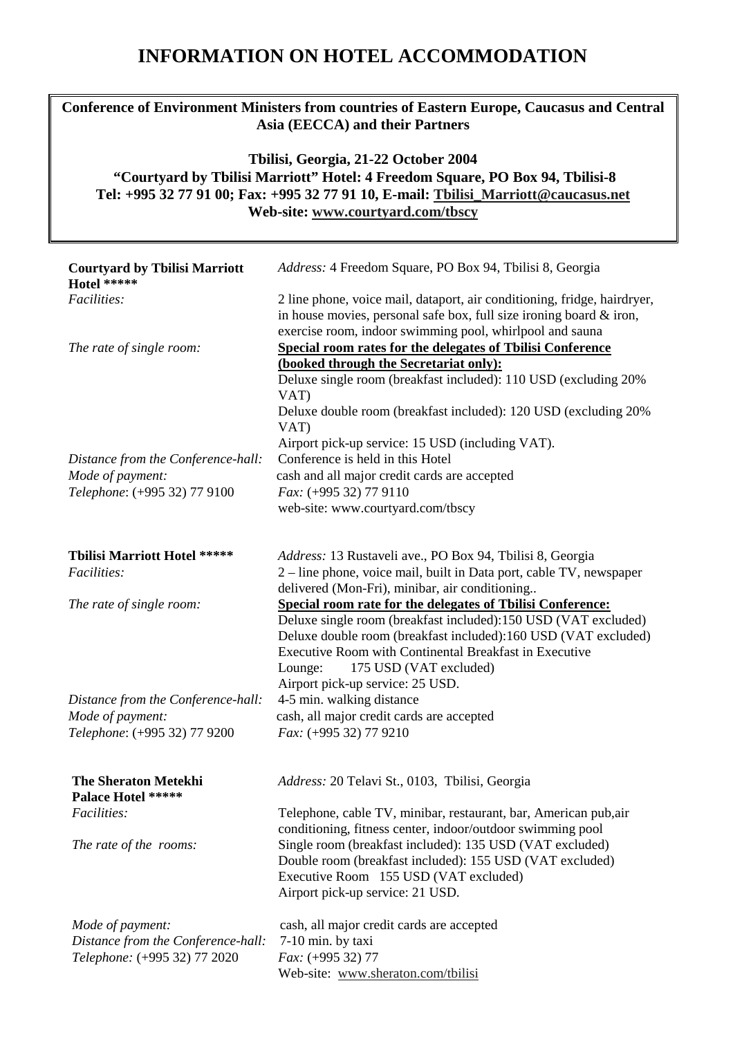# INFORMATION ON HOTEL ACCOMMODATION

**Conference of Environment Ministers from countries of Eastern Europe, Caucasus and Central Asia (EECCA) and their Partners**

**Tbilisi, Georgia, 21-22 October 2004**
**"Courtyard by Tbilisi Marriott" Hotel: 4 Freedom Square, PO Box 94, Tbilisi-8**
**Tel: +995 32 77 91 00; Fax: +995 32 77 91 10, E-mail: Tbilisi_Marriott@caucasus.net**
**Web-site: www.courtyard.com/tbscy**

**Courtyard by Tbilisi Marriott Hotel *******
*Address:* 4 Freedom Square, PO Box 94, Tbilisi 8, Georgia

*Facilities:* 2 line phone, voice mail, dataport, air conditioning, fridge, hairdryer, in house movies, personal safe box, full size ironing board & iron, exercise room, indoor swimming pool, whirlpool and sauna

*The rate of single room:* **Special room rates for the delegates of Tbilisi Conference (booked through the Secretariat only):**
Deluxe single room (breakfast included): 110 USD (excluding 20% VAT)
Deluxe double room (breakfast included): 120 USD (excluding 20% VAT)
Airport pick-up service: 15 USD (including VAT).

*Distance from the Conference-hall:* Conference is held in this Hotel
*Mode of payment:* cash and all major credit cards are accepted
*Telephone*: (+995 32) 77 9100
*Fax:* (+995 32) 77 9110
web-site: www.courtyard.com/tbscy

**Tbilisi Marriott Hotel *******
*Address:* 13 Rustaveli ave., PO Box 94, Tbilisi 8, Georgia

*Facilities:* 2 – line phone, voice mail, built in Data port, cable TV, newspaper delivered (Mon-Fri), minibar, air conditioning..

*The rate of single room:* **Special room rate for the delegates of Tbilisi Conference:**
Deluxe single room (breakfast included):150 USD (VAT excluded)
Deluxe double room (breakfast included):160 USD (VAT excluded)
Executive Room with Continental Breakfast in Executive Lounge: 175 USD (VAT excluded)
Airport pick-up service: 25 USD.

*Distance from the Conference-hall:* 4-5 min. walking distance
*Mode of payment:* cash, all major credit cards are accepted
*Telephone*: (+995 32) 77 9200
*Fax:* (+995 32) 77 9210

**The Sheraton Metekhi Palace Hotel *******
*Address:* 20 Telavi St., 0103, Tbilisi, Georgia

*Facilities:* Telephone, cable TV, minibar, restaurant, bar, American pub,air conditioning, fitness center, indoor/outdoor swimming pool

*The rate of the rooms:* Single room (breakfast included): 135 USD (VAT excluded)
Double room (breakfast included): 155 USD (VAT excluded)
Executive Room 155 USD (VAT excluded)
Airport pick-up service: 21 USD.

*Mode of payment:* cash, all major credit cards are accepted
*Distance from the Conference-hall:* 7-10 min. by taxi
*Telephone:* (+995 32) 77 2020
*Fax:* (+995 32) 77
Web-site: www.sheraton.com/tbilisi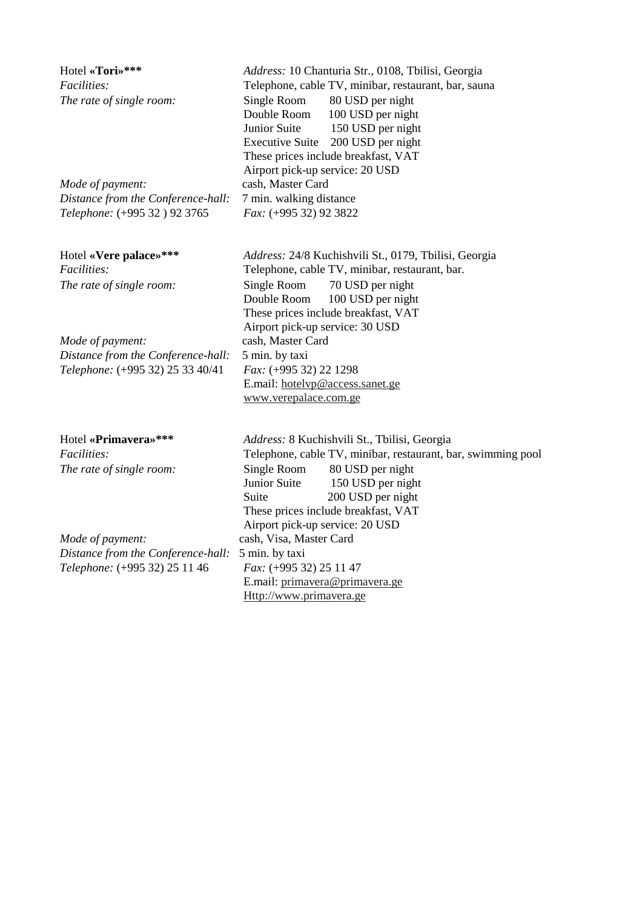Hotel **«Tori»\*\*\*** — *Address:* 10 Chanturia Str., 0108, Tbilisi, Georgia

*Facilities:* Telephone, cable TV, minibar, restaurant, bar, sauna

*The rate of single room:*

| | |
|---|---|
| Single Room | 80 USD per night |
| Double Room | 100 USD per night |
| Junior Suite | 150 USD per night |
| Executive Suite | 200 USD per night |

These prices include breakfast, VAT

Airport pick-up service: 20 USD

*Mode of payment:* cash, Master Card

*Distance from the Conference-hall:* 7 min. walking distance

*Telephone:* (+995 32 ) 92 3765 *Fax:* (+995 32) 92 3822

Hotel **«Vere palace»\*\*\*** — *Address:* 24/8 Kuchishvili St., 0179, Tbilisi, Georgia

*Facilities:* Telephone, cable TV, minibar, restaurant, bar.

*The rate of single room:*

| | |
|---|---|
| Single Room | 70 USD per night |
| Double Room | 100 USD per night |

These prices include breakfast, VAT

Airport pick-up service: 30 USD

*Mode of payment:* cash, Master Card

*Distance from the Conference-hall:* 5 min. by taxi

*Telephone:* (+995 32) 25 33 40/41 *Fax:* (+995 32) 22 1298

E.mail: hotelvp@access.sanet.ge

www.verepalace.com.ge

Hotel **«Primavera»\*\*\*** — *Address:* 8 Kuchishvili St., Tbilisi, Georgia

*Facilities:* Telephone, cable TV, minibar, restaurant, bar, swimming pool

*The rate of single room:*

| | |
|---|---|
| Single Room | 80 USD per night |
| Junior Suite | 150 USD per night |
| Suite | 200 USD per night |

These prices include breakfast, VAT

Airport pick-up service: 20 USD

*Mode of payment:* cash, Visa, Master Card

*Distance from the Conference-hall:* 5 min. by taxi

*Telephone:* (+995 32) 25 11 46 *Fax:* (+995 32) 25 11 47

E.mail: primavera@primavera.ge

Http://www.primavera.ge